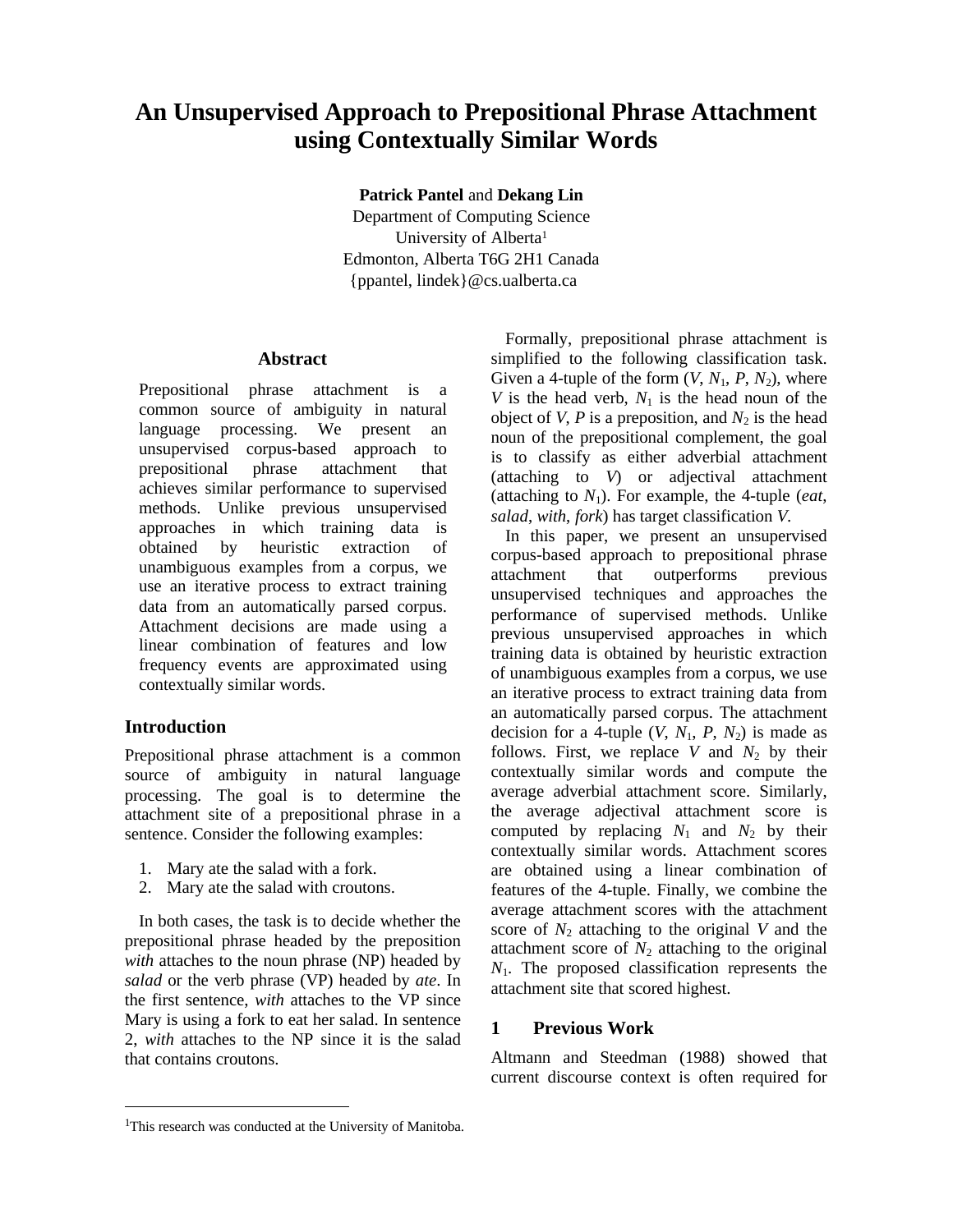# An Unsupervised Approach to Prepositional Phrase Attachment using Contextually Similar Words

**Patrick Pantel** and **Dekang Lin**
Department of Computing Science
University of Alberta[1]
Edmonton, Alberta T6G 2H1 Canada
{ppantel, lindek}@cs.ualberta.ca

## Abstract

Prepositional phrase attachment is a common source of ambiguity in natural language processing. We present an unsupervised corpus-based approach to prepositional phrase attachment that achieves similar performance to supervised methods. Unlike previous unsupervised approaches in which training data is obtained by heuristic extraction of unambiguous examples from a corpus, we use an iterative process to extract training data from an automatically parsed corpus. Attachment decisions are made using a linear combination of features and low frequency events are approximated using contextually similar words.

## Introduction

Prepositional phrase attachment is a common source of ambiguity in natural language processing. The goal is to determine the attachment site of a prepositional phrase in a sentence. Consider the following examples:

1. Mary ate the salad with a fork.
2. Mary ate the salad with croutons.

In both cases, the task is to decide whether the prepositional phrase headed by the preposition *with* attaches to the noun phrase (NP) headed by *salad* or the verb phrase (VP) headed by *ate*. In the first sentence, *with* attaches to the VP since Mary is using a fork to eat her salad. In sentence 2, *with* attaches to the NP since it is the salad that contains croutons.

Formally, prepositional phrase attachment is simplified to the following classification task. Given a 4-tuple of the form ($V$, $N_1$, $P$, $N_2$), where $V$ is the head verb, $N_1$ is the head noun of the object of $V$, $P$ is a preposition, and $N_2$ is the head noun of the prepositional complement, the goal is to classify as either adverbial attachment (attaching to $V$) or adjectival attachment (attaching to $N_1$). For example, the 4-tuple (*eat*, *salad*, *with*, *fork*) has target classification $V$.

In this paper, we present an unsupervised corpus-based approach to prepositional phrase attachment that outperforms previous unsupervised techniques and approaches the performance of supervised methods. Unlike previous unsupervised approaches in which training data is obtained by heuristic extraction of unambiguous examples from a corpus, we use an iterative process to extract training data from an automatically parsed corpus. The attachment decision for a 4-tuple ($V$, $N_1$, $P$, $N_2$) is made as follows. First, we replace $V$ and $N_2$ by their contextually similar words and compute the average adverbial attachment score. Similarly, the average adjectival attachment score is computed by replacing $N_1$ and $N_2$ by their contextually similar words. Attachment scores are obtained using a linear combination of features of the 4-tuple. Finally, we combine the average attachment scores with the attachment score of $N_2$ attaching to the original $V$ and the attachment score of $N_2$ attaching to the original $N_1$. The proposed classification represents the attachment site that scored highest.

## 1 Previous Work

Altmann and Steedman (1988) showed that current discourse context is often required for

[1] This research was conducted at the University of Manitoba.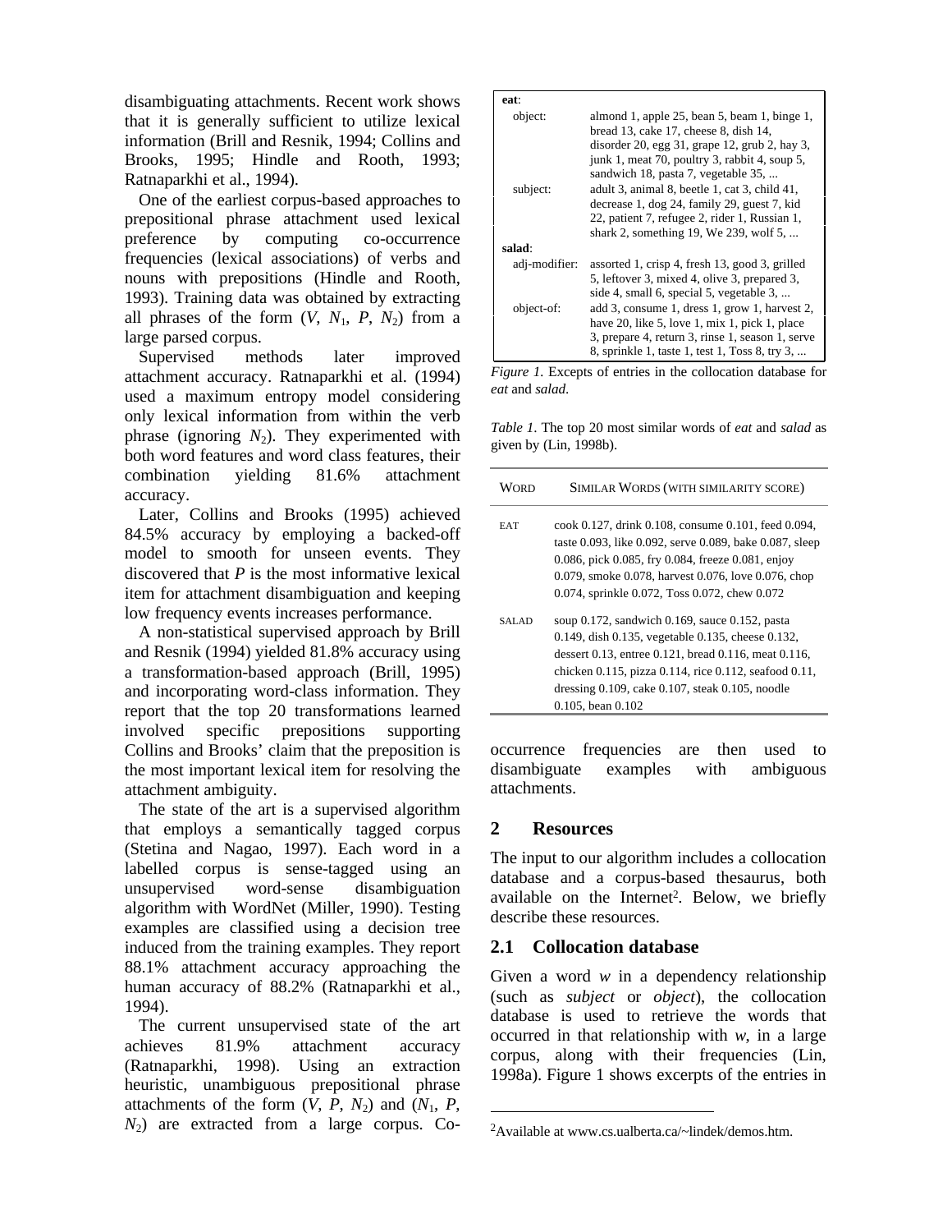disambiguating attachments. Recent work shows that it is generally sufficient to utilize lexical information (Brill and Resnik, 1994; Collins and Brooks, 1995; Hindle and Rooth, 1993; Ratnaparkhi et al., 1994).

One of the earliest corpus-based approaches to prepositional phrase attachment used lexical preference by computing co-occurrence frequencies (lexical associations) of verbs and nouns with prepositions (Hindle and Rooth, 1993). Training data was obtained by extracting all phrases of the form ($V$, $N_1$, $P$, $N_2$) from a large parsed corpus.

Supervised methods later improved attachment accuracy. Ratnaparkhi et al. (1994) used a maximum entropy model considering only lexical information from within the verb phrase (ignoring $N_2$). They experimented with both word features and word class features, their combination yielding 81.6% attachment accuracy.

Later, Collins and Brooks (1995) achieved 84.5% accuracy by employing a backed-off model to smooth for unseen events. They discovered that $P$ is the most informative lexical item for attachment disambiguation and keeping low frequency events increases performance.

A non-statistical supervised approach by Brill and Resnik (1994) yielded 81.8% accuracy using a transformation-based approach (Brill, 1995) and incorporating word-class information. They report that the top 20 transformations learned involved specific prepositions supporting Collins and Brooks' claim that the preposition is the most important lexical item for resolving the attachment ambiguity.

The state of the art is a supervised algorithm that employs a semantically tagged corpus (Stetina and Nagao, 1997). Each word in a labelled corpus is sense-tagged using an unsupervised word-sense disambiguation algorithm with WordNet (Miller, 1990). Testing examples are classified using a decision tree induced from the training examples. They report 88.1% attachment accuracy approaching the human accuracy of 88.2% (Ratnaparkhi et al., 1994).

The current unsupervised state of the art achieves 81.9% attachment accuracy (Ratnaparkhi, 1998). Using an extraction heuristic, unambiguous prepositional phrase attachments of the form ($V$, $P$, $N_2$) and ($N_1$, $P$, $N_2$) are extracted from a large corpus. Co-occurrence frequencies are then used to disambiguate examples with ambiguous attachments.

| | |
|---|---|
| **eat**: | |
| object: | almond 1, apple 25, bean 5, beam 1, binge 1, bread 13, cake 17, cheese 8, dish 14, disorder 20, egg 31, grape 12, grub 2, hay 3, junk 1, meat 70, poultry 3, rabbit 4, soup 5, sandwich 18, pasta 7, vegetable 35, ... |
| subject: | adult 3, animal 8, beetle 1, cat 3, child 41, decrease 1, dog 24, family 29, guest 7, kid 22, patient 7, refugee 2, rider 1, Russian 1, shark 2, something 19, We 239, wolf 5, ... |
| **salad**: | |
| adj-modifier: | assorted 1, crisp 4, fresh 13, good 3, grilled 5, leftover 3, mixed 4, olive 3, prepared 3, side 4, small 6, special 5, vegetable 3, ... |
| object-of: | add 3, consume 1, dress 1, grow 1, harvest 2, have 20, like 5, love 1, mix 1, pick 1, place 3, prepare 4, return 3, rinse 1, season 1, serve 8, sprinkle 1, taste 1, test 1, Toss 8, try 3, ... |

*Figure 1.* Excepts of entries in the collocation database for *eat* and *salad*.

*Table 1.* The top 20 most similar words of *eat* and *salad* as given by (Lin, 1998b).

| WORD | SIMILAR WORDS (WITH SIMILARITY SCORE) |
|---|---|
| EAT | cook 0.127, drink 0.108, consume 0.101, feed 0.094, taste 0.093, like 0.092, serve 0.089, bake 0.087, sleep 0.086, pick 0.085, fry 0.084, freeze 0.081, enjoy 0.079, smoke 0.078, harvest 0.076, love 0.076, chop 0.074, sprinkle 0.072, Toss 0.072, chew 0.072 |
| SALAD | soup 0.172, sandwich 0.169, sauce 0.152, pasta 0.149, dish 0.135, vegetable 0.135, cheese 0.132, dessert 0.13, entree 0.121, bread 0.116, meat 0.116, chicken 0.115, pizza 0.114, rice 0.112, seafood 0.11, dressing 0.109, cake 0.107, steak 0.105, noodle 0.105, bean 0.102 |

## 2 Resources

The input to our algorithm includes a collocation database and a corpus-based thesaurus, both available on the Internet[2]. Below, we briefly describe these resources.

### 2.1 Collocation database

Given a word $w$ in a dependency relationship (such as *subject* or *object*), the collocation database is used to retrieve the words that occurred in that relationship with $w$, in a large corpus, along with their frequencies (Lin, 1998a). Figure 1 shows excerpts of the entries in

[2]Available at www.cs.ualberta.ca/~lindek/demos.htm.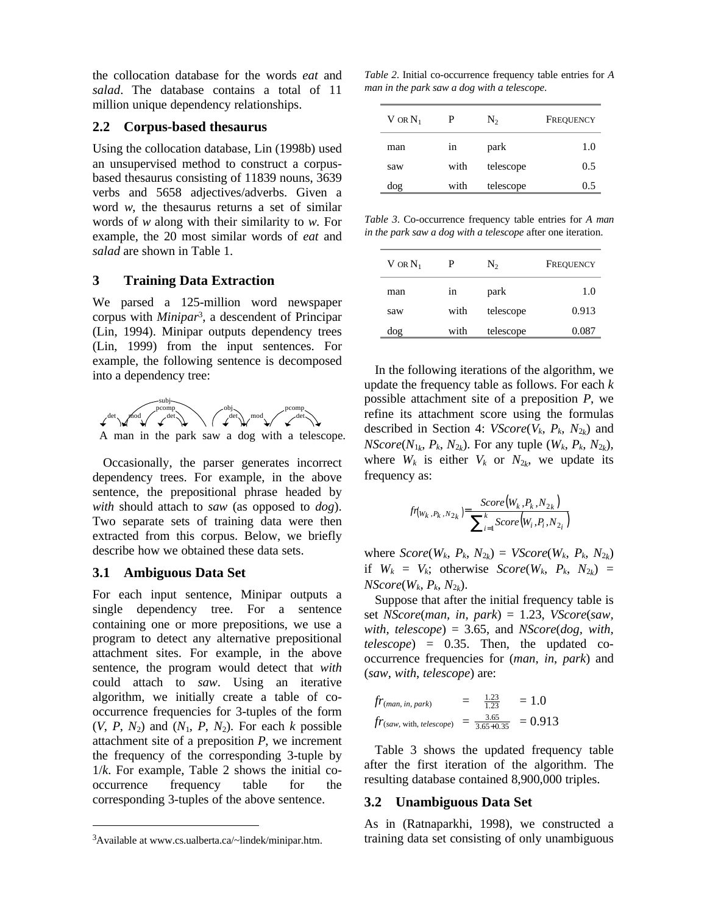the collocation database for the words *eat* and *salad*. The database contains a total of 11 million unique dependency relationships.

## 2.2 Corpus-based thesaurus

Using the collocation database, Lin (1998b) used an unsupervised method to construct a corpus-based thesaurus consisting of 11839 nouns, 3639 verbs and 5658 adjectives/adverbs. Given a word *w*, the thesaurus returns a set of similar words of *w* along with their similarity to *w*. For example, the 20 most similar words of *eat* and *salad* are shown in Table 1.

# 3 Training Data Extraction

We parsed a 125-million word newspaper corpus with *Minipar*[3], a descendent of Principar (Lin, 1994). Minipar outputs dependency trees (Lin, 1999) from the input sentences. For example, the following sentence is decomposed into a dependency tree:

A man in the park saw a dog with a telescope.

Occasionally, the parser generates incorrect dependency trees. For example, in the above sentence, the prepositional phrase headed by *with* should attach to *saw* (as opposed to *dog*). Two separate sets of training data were then extracted from this corpus. Below, we briefly describe how we obtained these data sets.

## 3.1 Ambiguous Data Set

For each input sentence, Minipar outputs a single dependency tree. For a sentence containing one or more prepositions, we use a program to detect any alternative prepositional attachment sites. For example, in the above sentence, the program would detect that *with* could attach to *saw*. Using an iterative algorithm, we initially create a table of co-occurrence frequencies for 3-tuples of the form ($V$, $P$, $N_2$) and ($N_1$, $P$, $N_2$). For each $k$ possible attachment site of a preposition $P$, we increment the frequency of the corresponding 3-tuple by $1/k$. For example, Table 2 shows the initial co-occurrence frequency table for the corresponding 3-tuples of the above sentence.

*Table 2*. Initial co-occurrence frequency table entries for *A man in the park saw a dog with a telescope*.

| V OR $N_1$ | P | $N_2$ | FREQUENCY |
|---|---|---|---|
| man | in | park | 1.0 |
| saw | with | telescope | 0.5 |
| dog | with | telescope | 0.5 |

*Table 3*. Co-occurrence frequency table entries for *A man in the park saw a dog with a telescope* after one iteration.

| V OR $N_1$ | P | $N_2$ | FREQUENCY |
|---|---|---|---|
| man | in | park | 1.0 |
| saw | with | telescope | 0.913 |
| dog | with | telescope | 0.087 |

In the following iterations of the algorithm, we update the frequency table as follows. For each $k$ possible attachment site of a preposition $P$, we refine its attachment score using the formulas described in Section 4: $VScore(V_k, P_k, N_{2k})$ and $NScore(N_{1k}, P_k, N_{2k})$. For any tuple ($W_k$, $P_k$, $N_{2k}$), where $W_k$ is either $V_k$ or $N_{2k}$, we update its frequency as:

$$fr(W_k, P_k, N_{2k}) = \frac{Score(W_k, P_k, N_{2k})}{\sum_{i=1}^{k} Score(W_i, P_i, N_{2i})}$$

where $Score(W_k, P_k, N_{2k}) = VScore(W_k, P_k, N_{2k})$ if $W_k = V_k$; otherwise $Score(W_k, P_k, N_{2k}) = NScore(W_k, P_k, N_{2k})$.

Suppose that after the initial frequency table is set $NScore(man, in, park) = 1.23$, $VScore(saw, with, telescope) = 3.65$, and $NScore(dog, with, telescope) = 0.35$. Then, the updated co-occurrence frequencies for (*man*, *in*, *park*) and (*saw*, *with*, *telescope*) are:

$$fr_{(man,\, in,\, park)} = \frac{1.23}{1.23} = 1.0$$

$$fr_{(saw,\, with,\, telescope)} = \frac{3.65}{3.65+0.35} = 0.913$$

Table 3 shows the updated frequency table after the first iteration of the algorithm. The resulting database contained 8,900,000 triples.

## 3.2 Unambiguous Data Set

As in (Ratnaparkhi, 1998), we constructed a training data set consisting of only unambiguous

[3]Available at www.cs.ualberta.ca/~lindek/minipar.htm.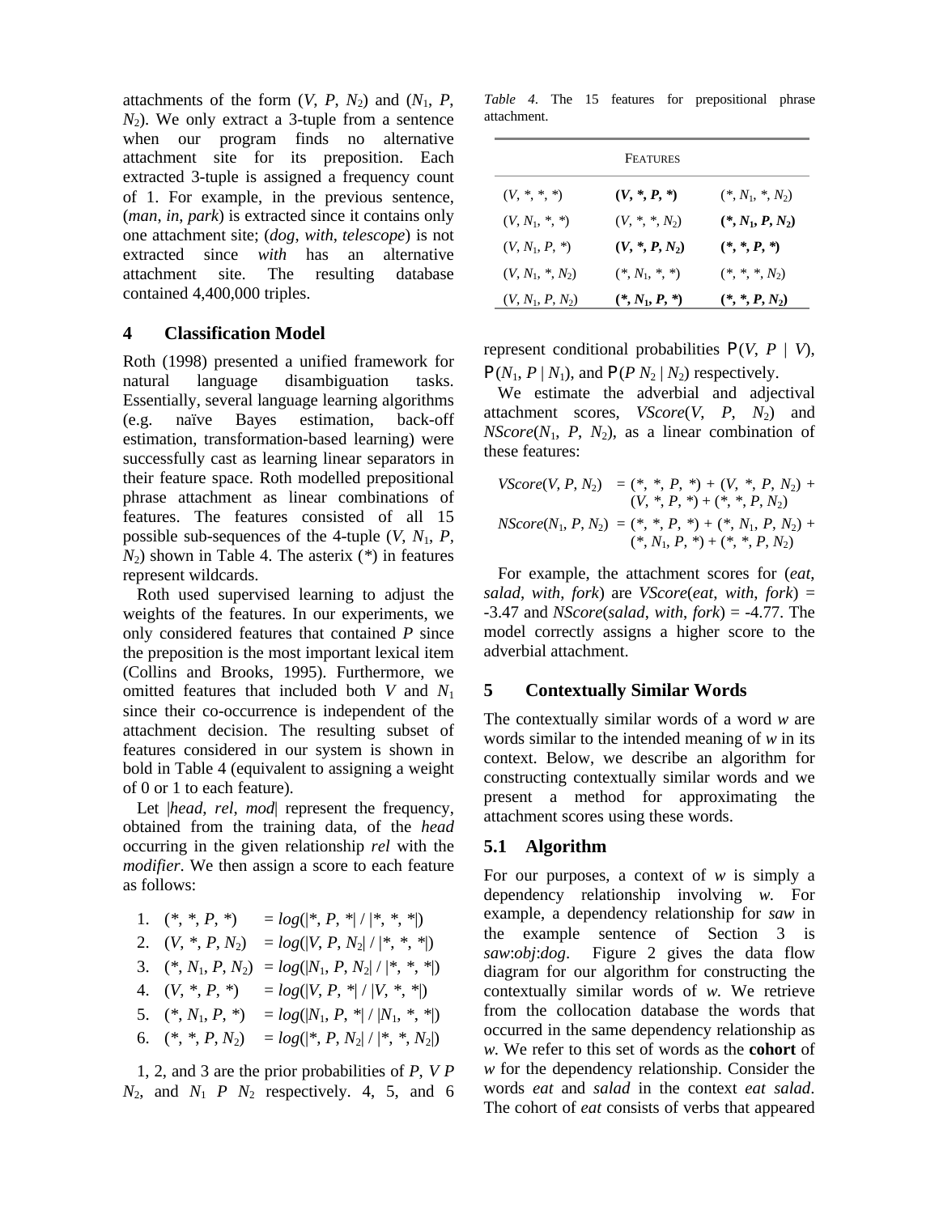attachments of the form ($V$, $P$, $N_2$) and ($N_1$, $P$, $N_2$). We only extract a 3-tuple from a sentence when our program finds no alternative attachment site for its preposition. Each extracted 3-tuple is assigned a frequency count of 1. For example, in the previous sentence, (*man*, *in*, *park*) is extracted since it contains only one attachment site; (*dog*, *with*, *telescope*) is not extracted since *with* has an alternative attachment site. The resulting database contained 4,400,000 triples.

## 4 Classification Model

Roth (1998) presented a unified framework for natural language disambiguation tasks. Essentially, several language learning algorithms (e.g. naïve Bayes estimation, back-off estimation, transformation-based learning) were successfully cast as learning linear separators in their feature space. Roth modelled prepositional phrase attachment as linear combinations of features. The features consisted of all 15 possible sub-sequences of the 4-tuple ($V$, $N_1$, $P$, $N_2$) shown in Table 4. The asterix (*) in features represent wildcards.

Roth used supervised learning to adjust the weights of the features. In our experiments, we only considered features that contained $P$ since the preposition is the most important lexical item (Collins and Brooks, 1995). Furthermore, we omitted features that included both $V$ and $N_1$ since their co-occurrence is independent of the attachment decision. The resulting subset of features considered in our system is shown in bold in Table 4 (equivalent to assigning a weight of 0 or 1 to each feature).

Let |*head*, *rel*, *mod*| represent the frequency, obtained from the training data, of the *head* occurring in the given relationship *rel* with the *modifier*. We then assign a score to each feature as follows:

1. $(*, *, P, *) = log(|*, P, *| / |*, *, *|)$
2. $(V, *, P, N_2) = log(|V, P, N_2| / |*, *, *|)$
3. $(*, N_1, P, N_2) = log(|N_1, P, N_2| / |*, *, *|)$
4. $(V, *, P, *) = log(|V, P, *| / |V, *, *|)$
5. $(*, N_1, P, *) = log(|N_1, P, *| / |N_1, *, *|)$
6. $(*, *, P, N_2) = log(|*, P, N_2| / |*, *, N_2|)$

1, 2, and 3 are the prior probabilities of $P$, $V$ $P$ $N_2$, and $N_1$ $P$ $N_2$ respectively. 4, 5, and 6 represent conditional probabilities $P(V, P \mid V)$, $P(N_1, P \mid N_1)$, and $P(P\ N_2 \mid N_2)$ respectively.

*Table 4.* The 15 features for prepositional phrase attachment.

| FEATURES | | |
|---|---|---|
| ($V$, *, *, *) | **($V$, *, $P$, *)** | (*, $N_1$, *, $N_2$) |
| ($V$, $N_1$, *, *) | ($V$, *, *, $N_2$) | **(*, $N_1$, $P$, $N_2$)** |
| ($V$, $N_1$, $P$, *) | **($V$, *, $P$, $N_2$)** | **(*, *, $P$, *)** |
| ($V$, $N_1$, *, $N_2$) | (*, $N_1$, *, *) | (*, *, *, $N_2$) |
| ($V$, $N_1$, $P$, $N_2$) | **(*, $N_1$, $P$, *)** | **(*, *, $P$, $N_2$)** |

We estimate the adverbial and adjectival attachment scores, *VScore*($V$, $P$, $N_2$) and *NScore*($N_1$, $P$, $N_2$), as a linear combination of these features:

$$VScore(V, P, N_2) = (*, *, P, *) + (V, *, P, N_2) + (V, *, P, *) + (*, *, P, N_2)$$

$$NScore(N_1, P, N_2) = (*, *, P, *) + (*, N_1, P, N_2) + (*, N_1, P, *) + (*, *, P, N_2)$$

For example, the attachment scores for (*eat*, *salad*, *with*, *fork*) are *VScore*(*eat*, *with*, *fork*) = -3.47 and *NScore*(*salad*, *with*, *fork*) = -4.77. The model correctly assigns a higher score to the adverbial attachment.

## 5 Contextually Similar Words

The contextually similar words of a word *w* are words similar to the intended meaning of *w* in its context. Below, we describe an algorithm for constructing contextually similar words and we present a method for approximating the attachment scores using these words.

### 5.1 Algorithm

For our purposes, a context of *w* is simply a dependency relationship involving *w*. For example, a dependency relationship for *saw* in the example sentence of Section 3 is *saw*:*obj*:*dog*. Figure 2 gives the data flow diagram for our algorithm for constructing the contextually similar words of *w*. We retrieve from the collocation database the words that occurred in the same dependency relationship as *w*. We refer to this set of words as the **cohort** of *w* for the dependency relationship. Consider the words *eat* and *salad* in the context *eat salad*. The cohort of *eat* consists of verbs that appeared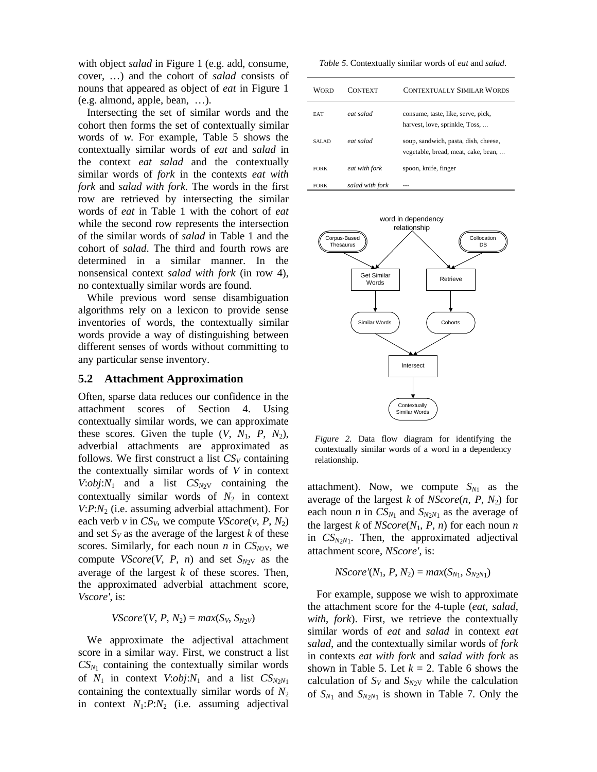with object *salad* in Figure 1 (e.g. add, consume, cover, …) and the cohort of *salad* consists of nouns that appeared as object of *eat* in Figure 1 (e.g. almond, apple, bean, …).

Intersecting the set of similar words and the cohort then forms the set of contextually similar words of *w*. For example, Table 5 shows the contextually similar words of *eat* and *salad* in the context *eat salad* and the contextually similar words of *fork* in the contexts *eat with fork* and *salad with fork*. The words in the first row are retrieved by intersecting the similar words of *eat* in Table 1 with the cohort of *eat* while the second row represents the intersection of the similar words of *salad* in Table 1 and the cohort of *salad*. The third and fourth rows are determined in a similar manner. In the nonsensical context *salad with fork* (in row 4), no contextually similar words are found.

While previous word sense disambiguation algorithms rely on a lexicon to provide sense inventories of words, the contextually similar words provide a way of distinguishing between different senses of words without committing to any particular sense inventory.

## 5.2 Attachment Approximation

Often, sparse data reduces our confidence in the attachment scores of Section 4. Using contextually similar words, we can approximate these scores. Given the tuple ($V$, $N_1$, $P$, $N_2$), adverbial attachments are approximated as follows. We first construct a list $CS_V$ containing the contextually similar words of $V$ in context $V$:*obj*:$N_1$ and a list $CS_{N_2V}$ containing the contextually similar words of $N_2$ in context $V$:$P$:$N_2$ (i.e. assuming adverbial attachment). For each verb $v$ in $CS_V$, we compute $VScore(v, P, N_2)$ and set $S_V$ as the average of the largest $k$ of these scores. Similarly, for each noun $n$ in $CS_{N_2V}$, we compute $VScore(V, P, n)$ and set $S_{N_2V}$ as the average of the largest $k$ of these scores. Then, the approximated adverbial attachment score, *Vscore'*, is:

$$VScore'(V, P, N_2) = max(S_V, S_{N_2V})$$

We approximate the adjectival attachment score in a similar way. First, we construct a list $CS_{N_1}$ containing the contextually similar words of $N_1$ in context $V$:*obj*:$N_1$ and a list $CS_{N_2N_1}$ containing the contextually similar words of $N_2$ in context $N_1$:$P$:$N_2$ (i.e. assuming adjectival attachment). Now, we compute $S_{N_1}$ as the average of the largest $k$ of $NScore(n, P, N_2)$ for each noun $n$ in $CS_{N_1}$ and $S_{N_2N_1}$ as the average of the largest $k$ of $NScore(N_1, P, n)$ for each noun $n$ in $CS_{N_2N_1}$. Then, the approximated adjectival attachment score, *NScore'*, is:

$$NScore'(N_1, P, N_2) = max(S_{N_1}, S_{N_2N_1})$$

For example, suppose we wish to approximate the attachment score for the 4-tuple (*eat*, *salad*, *with*, *fork*). First, we retrieve the contextually similar words of *eat* and *salad* in context *eat salad*, and the contextually similar words of *fork* in contexts *eat with fork* and *salad with fork* as shown in Table 5. Let $k = 2$. Table 6 shows the calculation of $S_V$ and $S_{N_2V}$ while the calculation of $S_{N_1}$ and $S_{N_2N_1}$ is shown in Table 7. Only the

*Table 5.* Contextually similar words of *eat* and *salad*.

| WORD | CONTEXT | CONTEXTUALLY SIMILAR WORDS |
|---|---|---|
| EAT | *eat salad* | consume, taste, like, serve, pick, harvest, love, sprinkle, Toss, … |
| SALAD | *eat salad* | soup, sandwich, pasta, dish, cheese, vegetable, bread, meat, cake, bean, … |
| FORK | *eat with fork* | spoon, knife, finger |
| FORK | *salad with fork* | --- |

*Figure 2.* Data flow diagram for identifying the contextually similar words of a word in a dependency relationship.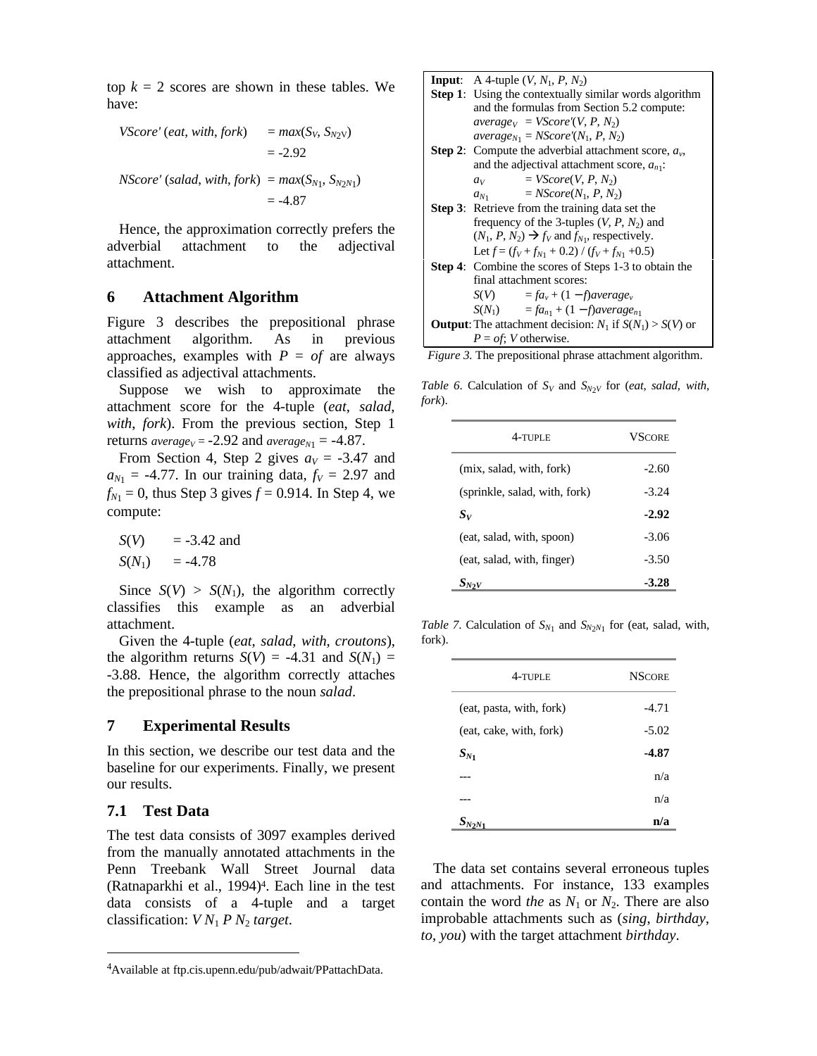top $k = 2$ scores are shown in these tables. We have:

$$VScore'(eat, with, fork) = max(S_V, S_{N2V}) = -2.92$$

$$NScore'(salad, with, fork) = max(S_{N1}, S_{N2N1}) = -4.87$$

Hence, the approximation correctly prefers the adverbial attachment to the adjectival attachment.

## 6 Attachment Algorithm

Figure 3 describes the prepositional phrase attachment algorithm. As in previous approaches, examples with $P = of$ are always classified as adjectival attachments.

Suppose we wish to approximate the attachment score for the 4-tuple (*eat*, *salad*, *with*, *fork*). From the previous section, Step 1 returns $average_V = -2.92$ and $average_{N1} = -4.87$.

From Section 4, Step 2 gives $a_V = -3.47$ and $a_{N1} = -4.77$. In our training data, $f_V = 2.97$ and $f_{N1} = 0$, thus Step 3 gives $f = 0.914$. In Step 4, we compute:

$S(V) = -3.42$ and

$S(N_1) = -4.78$

Since $S(V) > S(N_1)$, the algorithm correctly classifies this example as an adverbial attachment.

Given the 4-tuple (*eat*, *salad*, *with*, *croutons*), the algorithm returns $S(V) = -4.31$ and $S(N_1) = -3.88$. Hence, the algorithm correctly attaches the prepositional phrase to the noun *salad*.

**Input**: A 4-tuple $(V, N_1, P, N_2)$

**Step 1**: Using the contextually similar words algorithm and the formulas from Section 5.2 compute:
- $average_V = VScore'(V, P, N_2)$
- $average_{N1} = NScore'(N_1, P, N_2)$

**Step 2**: Compute the adverbial attachment score, $a_v$, and the adjectival attachment score, $a_{n1}$:
- $a_V = VScore(V, P, N_2)$
- $a_{N1} = NScore(N_1, P, N_2)$

**Step 3**: Retrieve from the training data set the frequency of the 3-tuples $(V, P, N_2)$ and $(N_1, P, N_2) \rightarrow f_V$ and $f_{N1}$, respectively.
Let $f = (f_V + f_{N1} + 0.2) / (f_V + f_{N1} + 0.5)$

**Step 4**: Combine the scores of Steps 1-3 to obtain the final attachment scores:
- $S(V) = fa_v + (1 - f)average_v$
- $S(N_1) = fa_{n1} + (1 - f)average_{n1}$

**Output**: The attachment decision: $N_1$ if $S(N_1) > S(V)$ or $P = of$; $V$ otherwise.

*Figure 3.* The prepositional phrase attachment algorithm.

*Table 6.* Calculation of $S_V$ and $S_{N2V}$ for (*eat*, *salad*, *with*, *fork*).

| 4-TUPLE | VSCORE |
|---|---|
| (mix, salad, with, fork) | -2.60 |
| (sprinkle, salad, with, fork) | -3.24 |
| $S_V$ | **-2.92** |
| (eat, salad, with, spoon) | -3.06 |
| (eat, salad, with, finger) | -3.50 |
| $S_{N2V}$ | **-3.28** |

*Table 7.* Calculation of $S_{N1}$ and $S_{N2N1}$ for (eat, salad, with, fork).

| 4-TUPLE | NSCORE |
|---|---|
| (eat, pasta, with, fork) | -4.71 |
| (eat, cake, with, fork) | -5.02 |
| $S_{N1}$ | **-4.87** |
| --- | n/a |
| --- | n/a |
| $S_{N2N1}$ | **n/a** |

## 7 Experimental Results

In this section, we describe our test data and the baseline for our experiments. Finally, we present our results.

### 7.1 Test Data

The test data consists of 3097 examples derived from the manually annotated attachments in the Penn Treebank Wall Street Journal data (Ratnaparkhi et al., 1994)[4]. Each line in the test data consists of a 4-tuple and a target classification: $V\ N_1\ P\ N_2$ *target*.

The data set contains several erroneous tuples and attachments. For instance, 133 examples contain the word *the* as $N_1$ or $N_2$. There are also improbable attachments such as (*sing*, *birthday*, *to*, *you*) with the target attachment *birthday*.

[4]Available at ftp.cis.upenn.edu/pub/adwait/PPattachData.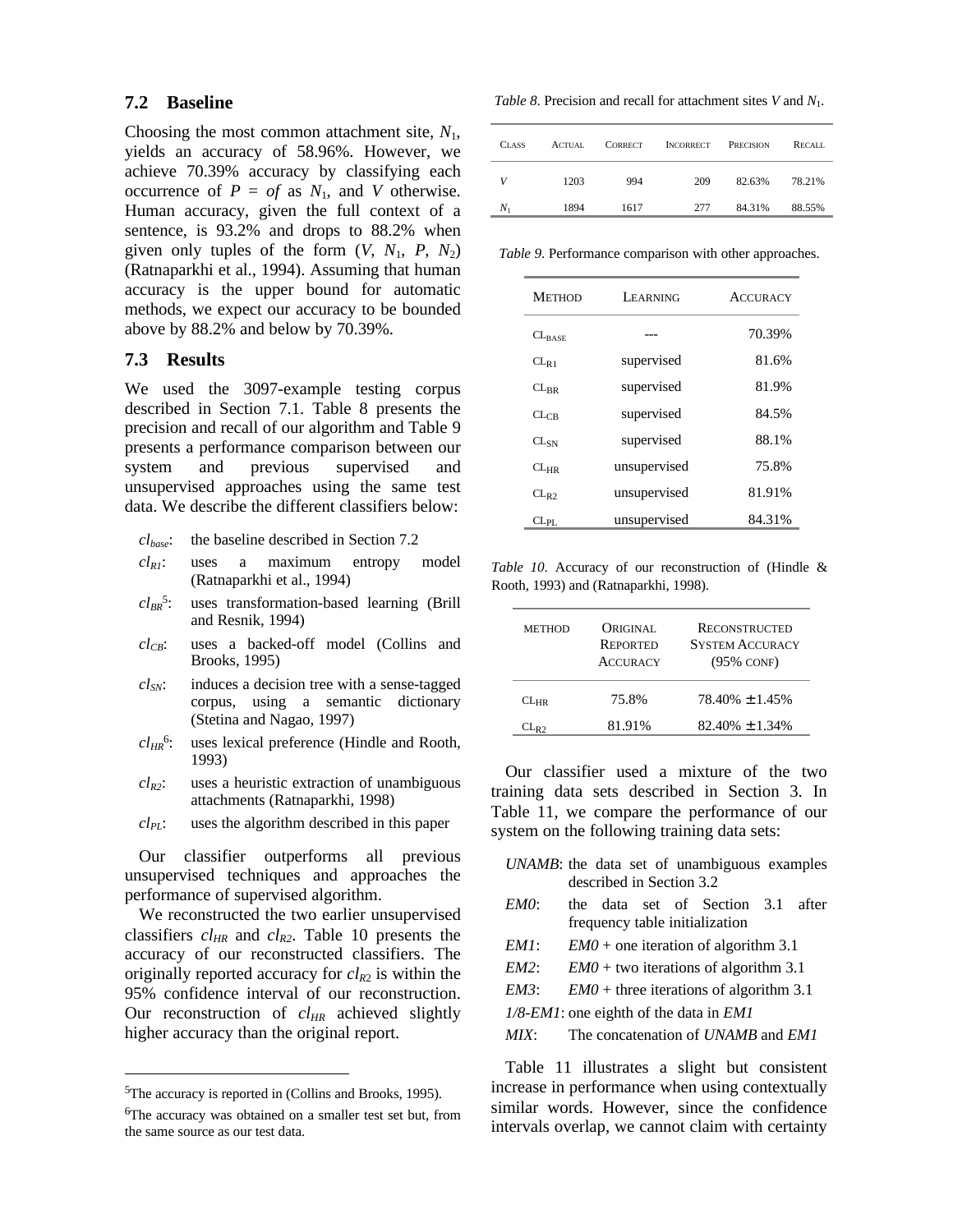### 7.2 Baseline

Choosing the most common attachment site, $N_1$, yields an accuracy of 58.96%. However, we achieve 70.39% accuracy by classifying each occurrence of $P$ = *of* as $N_1$, and $V$ otherwise. Human accuracy, given the full context of a sentence, is 93.2% and drops to 88.2% when given only tuples of the form ($V$, $N_1$, $P$, $N_2$) (Ratnaparkhi et al., 1994). Assuming that human accuracy is the upper bound for automatic methods, we expect our accuracy to be bounded above by 88.2% and below by 70.39%.

### 7.3 Results

We used the 3097-example testing corpus described in Section 7.1. Table 8 presents the precision and recall of our algorithm and Table 9 presents a performance comparison between our system and previous supervised and unsupervised approaches using the same test data. We describe the different classifiers below:

- $cl_{base}$: the baseline described in Section 7.2
- $cl_{R1}$: uses a maximum entropy model (Ratnaparkhi et al., 1994)
- $cl_{BR}$[5]: uses transformation-based learning (Brill and Resnik, 1994)
- $cl_{CB}$: uses a backed-off model (Collins and Brooks, 1995)
- $cl_{SN}$: induces a decision tree with a sense-tagged corpus, using a semantic dictionary (Stetina and Nagao, 1997)
- $cl_{HR}$[6]: uses lexical preference (Hindle and Rooth, 1993)
- $cl_{R2}$: uses a heuristic extraction of unambiguous attachments (Ratnaparkhi, 1998)
- $cl_{PL}$: uses the algorithm described in this paper

Our classifier outperforms all previous unsupervised techniques and approaches the performance of supervised algorithm.

We reconstructed the two earlier unsupervised classifiers $cl_{HR}$ and $cl_{R2}$. Table 10 presents the accuracy of our reconstructed classifiers. The originally reported accuracy for $cl_{R2}$ is within the 95% confidence interval of our reconstruction. Our reconstruction of $cl_{HR}$ achieved slightly higher accuracy than the original report.

*Table 8.* Precision and recall for attachment sites $V$ and $N_1$.

| Class | Actual | Correct | Incorrect | Precision | Recall |
|---|---|---|---|---|---|
| $V$ | 1203 | 994 | 209 | 82.63% | 78.21% |
| $N_1$ | 1894 | 1617 | 277 | 84.31% | 88.55% |

*Table 9.* Performance comparison with other approaches.

| Method | Learning | Accuracy |
|---|---|---|
| $CL_{BASE}$ | --- | 70.39% |
| $CL_{R1}$ | supervised | 81.6% |
| $CL_{BR}$ | supervised | 81.9% |
| $CL_{CB}$ | supervised | 84.5% |
| $CL_{SN}$ | supervised | 88.1% |
| $CL_{HR}$ | unsupervised | 75.8% |
| $CL_{R2}$ | unsupervised | 81.91% |
| $CL_{PL}$ | unsupervised | 84.31% |

*Table 10.* Accuracy of our reconstruction of (Hindle & Rooth, 1993) and (Ratnaparkhi, 1998).

| Method | Original Reported Accuracy | Reconstructed System Accuracy (95% conf) |
|---|---|---|
| $CL_{HR}$ | 75.8% | 78.40% ± 1.45% |
| $CL_{R2}$ | 81.91% | 82.40% ± 1.34% |

Our classifier used a mixture of the two training data sets described in Section 3. In Table 11, we compare the performance of our system on the following training data sets:

- *UNAMB*: the data set of unambiguous examples described in Section 3.2
- *EM0*: the data set of Section 3.1 after frequency table initialization
- *EM1*: *EM0* + one iteration of algorithm 3.1
- *EM2*: *EM0* + two iterations of algorithm 3.1
- *EM3*: *EM0* + three iterations of algorithm 3.1
- *1/8-EM1*: one eighth of the data in *EM1*
- *MIX*: The concatenation of *UNAMB* and *EM1*

Table 11 illustrates a slight but consistent increase in performance when using contextually similar words. However, since the confidence intervals overlap, we cannot claim with certainty

---

[5] The accuracy is reported in (Collins and Brooks, 1995).

[6] The accuracy was obtained on a smaller test set but, from the same source as our test data.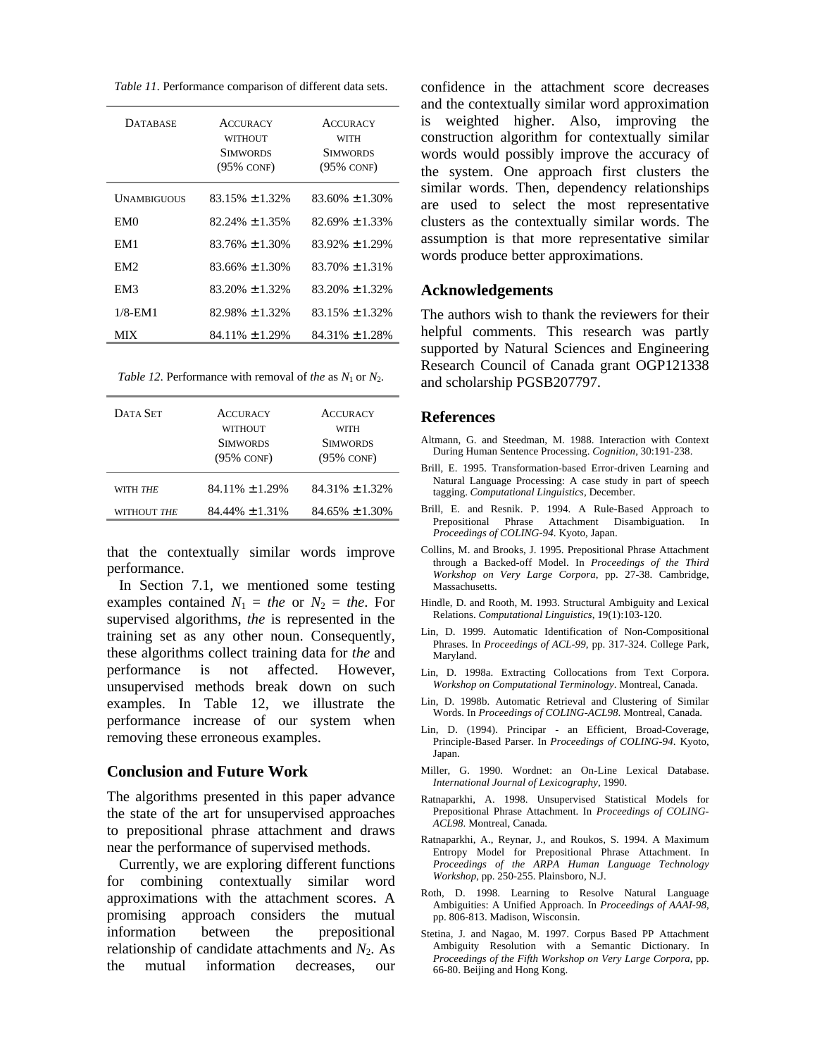*Table 11*. Performance comparison of different data sets.

| DATABASE | ACCURACY WITHOUT SIMWORDS (95% CONF) | ACCURACY WITH SIMWORDS (95% CONF) |
|---|---|---|
| UNAMBIGUOUS | 83.15% ± 1.32% | 83.60% ± 1.30% |
| EM0 | 82.24% ± 1.35% | 82.69% ± 1.33% |
| EM1 | 83.76% ± 1.30% | 83.92% ± 1.29% |
| EM2 | 83.66% ± 1.30% | 83.70% ± 1.31% |
| EM3 | 83.20% ± 1.32% | 83.20% ± 1.32% |
| 1/8-EM1 | 82.98% ± 1.32% | 83.15% ± 1.32% |
| MIX | 84.11% ± 1.29% | 84.31% ± 1.28% |

*Table 12*. Performance with removal of *the* as $N_1$ or $N_2$.

| DATA SET | ACCURACY WITHOUT SIMWORDS (95% CONF) | ACCURACY WITH SIMWORDS (95% CONF) |
|---|---|---|
| WITH *THE* | 84.11% ± 1.29% | 84.31% ± 1.32% |
| WITHOUT *THE* | 84.44% ± 1.31% | 84.65% ± 1.30% |

that the contextually similar words improve performance.

In Section 7.1, we mentioned some testing examples contained $N_1$ = *the* or $N_2$ = *the*. For supervised algorithms, *the* is represented in the training set as any other noun. Consequently, these algorithms collect training data for *the* and performance is not affected. However, unsupervised methods break down on such examples. In Table 12, we illustrate the performance increase of our system when removing these erroneous examples.

## Conclusion and Future Work

The algorithms presented in this paper advance the state of the art for unsupervised approaches to prepositional phrase attachment and draws near the performance of supervised methods.

Currently, we are exploring different functions for combining contextually similar word approximations with the attachment scores. A promising approach considers the mutual information between the prepositional relationship of candidate attachments and $N_2$. As the mutual information decreases, our confidence in the attachment score decreases and the contextually similar word approximation is weighted higher. Also, improving the construction algorithm for contextually similar words would possibly improve the accuracy of the system. One approach first clusters the similar words. Then, dependency relationships are used to select the most representative clusters as the contextually similar words. The assumption is that more representative similar words produce better approximations.

## Acknowledgements

The authors wish to thank the reviewers for their helpful comments. This research was partly supported by Natural Sciences and Engineering Research Council of Canada grant OGP121338 and scholarship PGSB207797.

## References

Altmann, G. and Steedman, M. 1988. Interaction with Context During Human Sentence Processing. *Cognition*, 30:191-238.

Brill, E. 1995. Transformation-based Error-driven Learning and Natural Language Processing: A case study in part of speech tagging. *Computational Linguistics*, December.

Brill, E. and Resnik. P. 1994. A Rule-Based Approach to Prepositional Phrase Attachment Disambiguation. In *Proceedings of COLING-94*. Kyoto, Japan.

Collins, M. and Brooks, J. 1995. Prepositional Phrase Attachment through a Backed-off Model. In *Proceedings of the Third Workshop on Very Large Corpora*, pp. 27-38. Cambridge, Massachusetts.

Hindle, D. and Rooth, M. 1993. Structural Ambiguity and Lexical Relations. *Computational Linguistics*, 19(1):103-120.

Lin, D. 1999. Automatic Identification of Non-Compositional Phrases. In *Proceedings of ACL-99*, pp. 317-324. College Park, Maryland.

Lin, D. 1998a. Extracting Collocations from Text Corpora. *Workshop on Computational Terminology*. Montreal, Canada.

Lin, D. 1998b. Automatic Retrieval and Clustering of Similar Words. In *Proceedings of COLING-ACL98*. Montreal, Canada.

Lin, D. (1994). Principar - an Efficient, Broad-Coverage, Principle-Based Parser. In *Proceedings of COLING-94*. Kyoto, Japan.

Miller, G. 1990. Wordnet: an On-Line Lexical Database. *International Journal of Lexicography*, 1990.

Ratnaparkhi, A. 1998. Unsupervised Statistical Models for Prepositional Phrase Attachment. In *Proceedings of COLING-ACL98*. Montreal, Canada.

Ratnaparkhi, A., Reynar, J., and Roukos, S. 1994. A Maximum Entropy Model for Prepositional Phrase Attachment. In *Proceedings of the ARPA Human Language Technology Workshop*, pp. 250-255. Plainsboro, N.J.

Roth, D. 1998. Learning to Resolve Natural Language Ambiguities: A Unified Approach. In *Proceedings of AAAI-98*, pp. 806-813. Madison, Wisconsin.

Stetina, J. and Nagao, M. 1997. Corpus Based PP Attachment Ambiguity Resolution with a Semantic Dictionary. In *Proceedings of the Fifth Workshop on Very Large Corpora*, pp. 66-80. Beijing and Hong Kong.